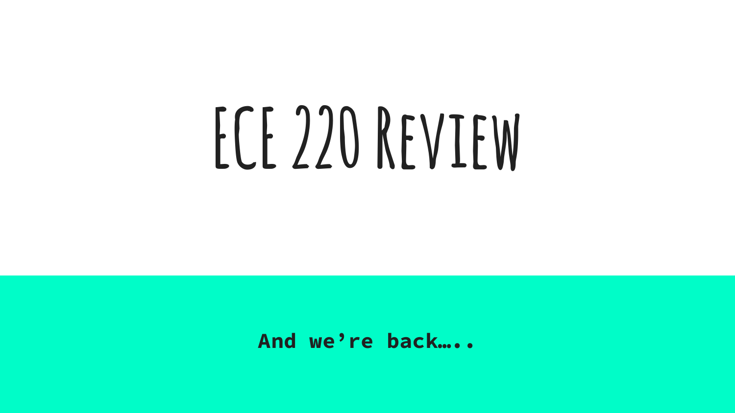# ECE 220 Review

**And we’re back…..**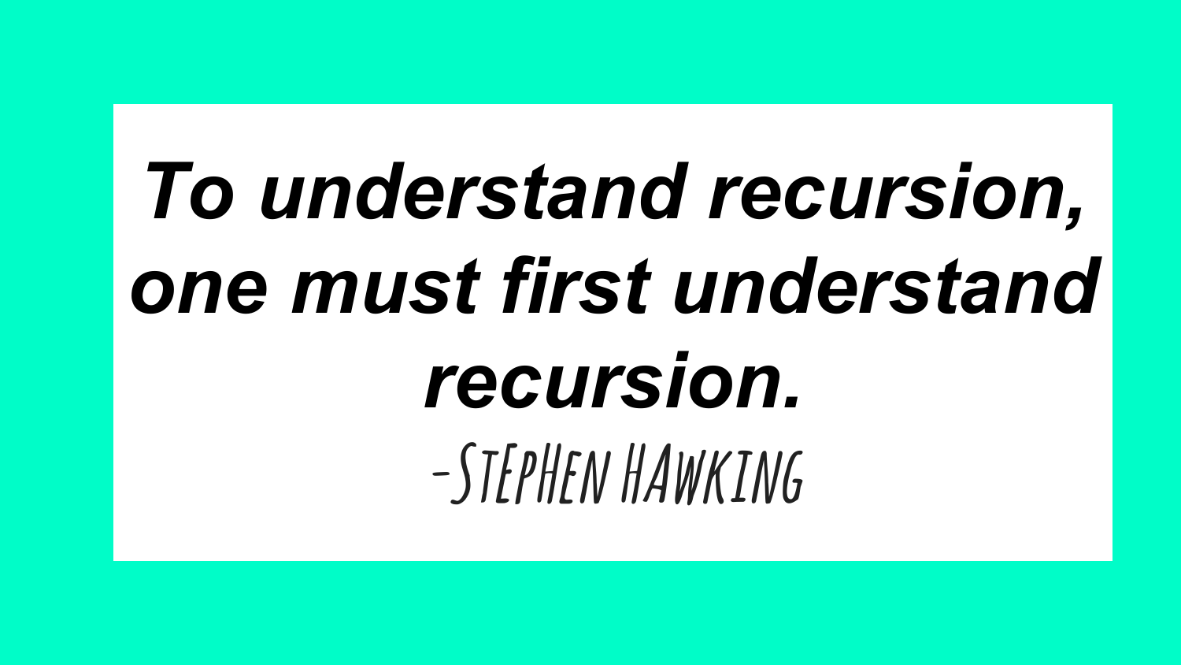***To understand recursion, one must first understand recursion.***

-Stephen Hawking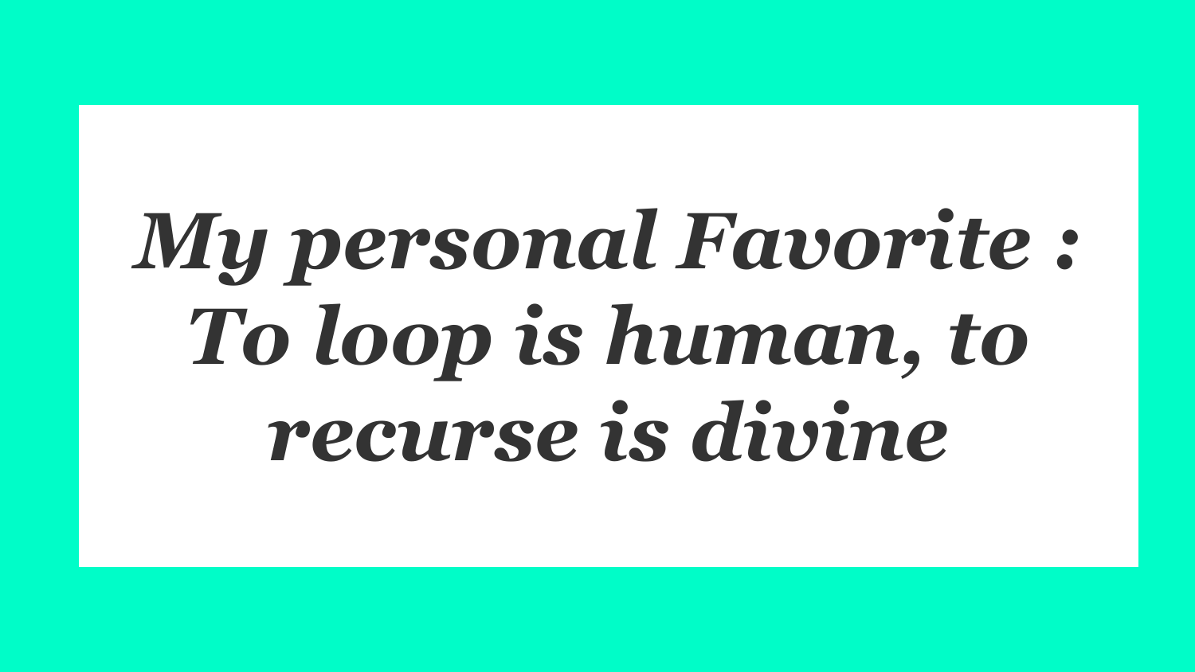***My personal Favorite : To loop is human, to recurse is divine***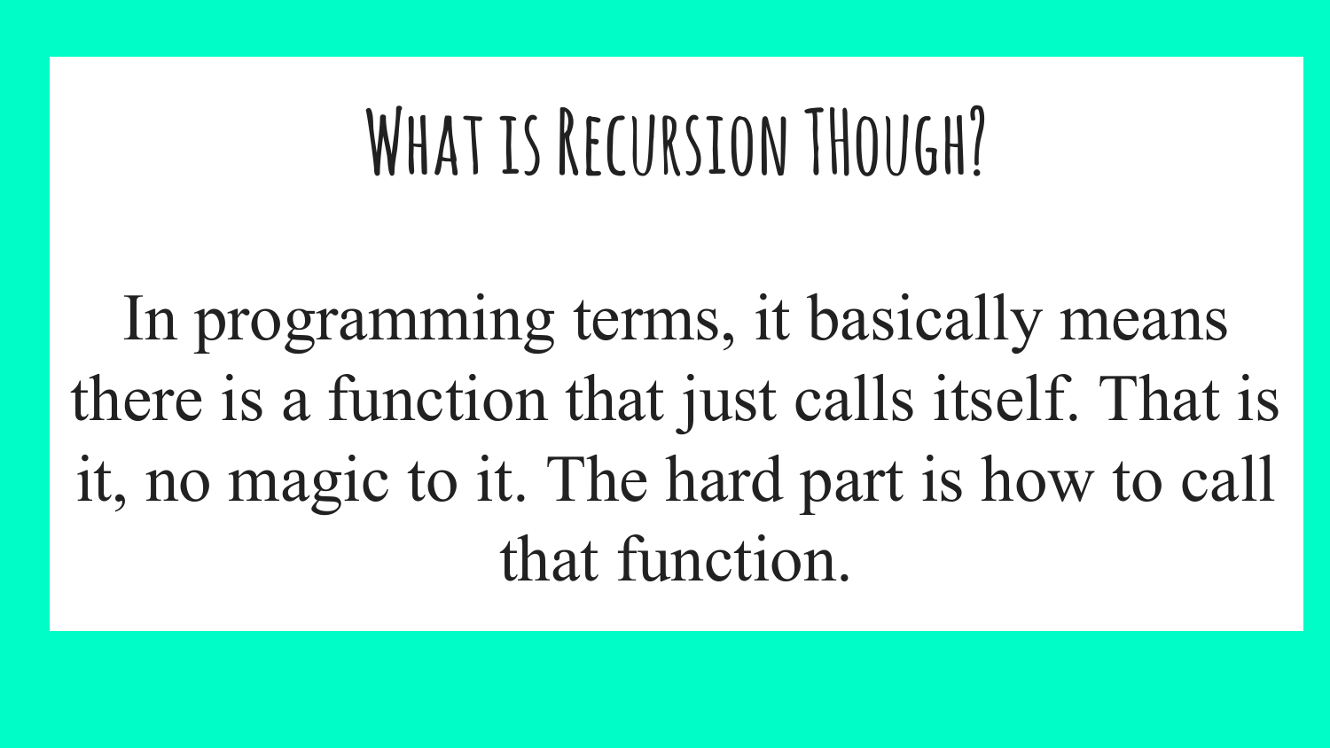# What is Recursion THough?

In programming terms, it basically means there is a function that just calls itself. That is it, no magic to it. The hard part is how to call that function.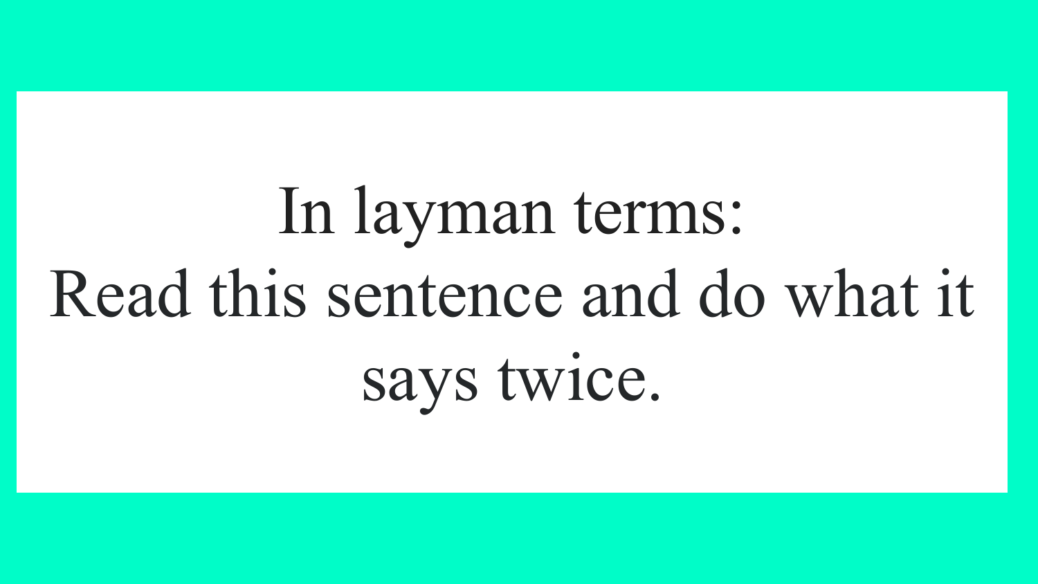In layman terms:
Read this sentence and do what it says twice.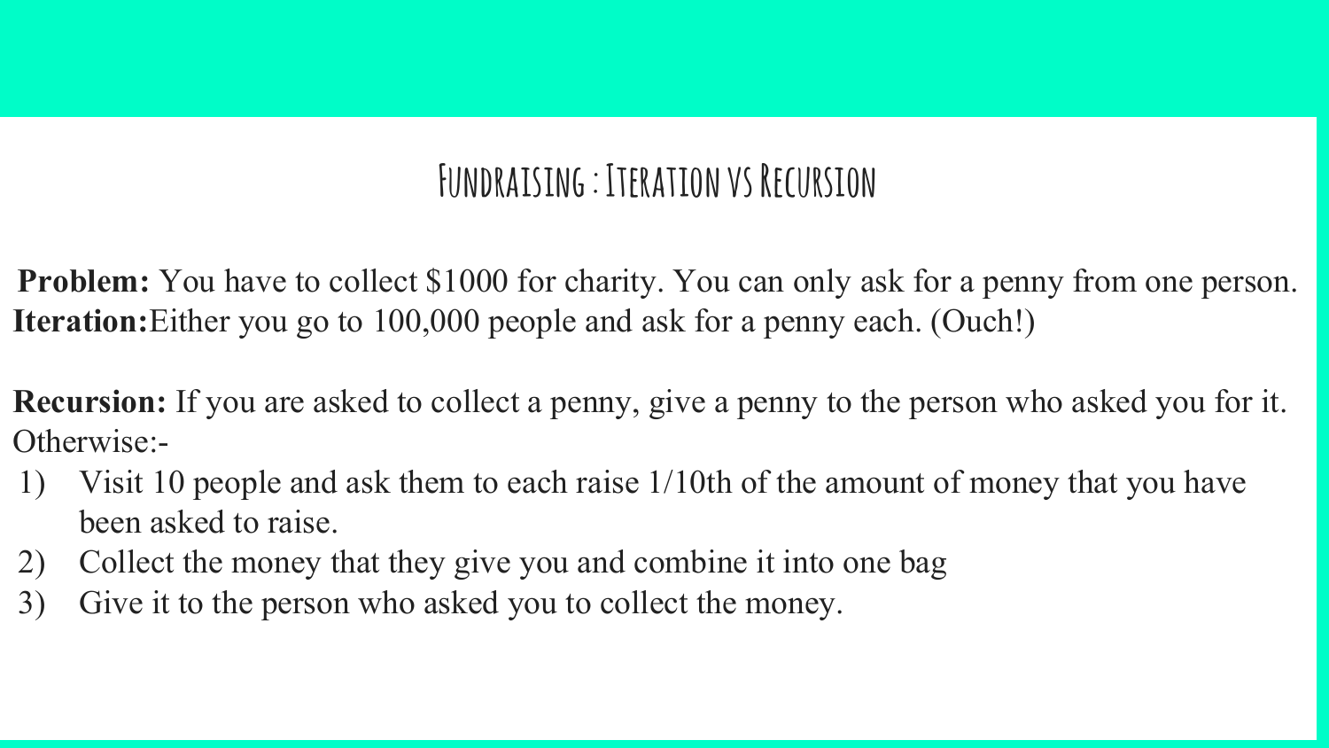# Fundraising : Iteration vs Recursion

**Problem:** You have to collect $1000 for charity. You can only ask for a penny from one person.
**Iteration:**Either you go to 100,000 people and ask for a penny each. (Ouch!)

**Recursion:** If you are asked to collect a penny, give a penny to the person who asked you for it. Otherwise:-

1) Visit 10 people and ask them to each raise 1/10th of the amount of money that you have been asked to raise.
2) Collect the money that they give you and combine it into one bag
3) Give it to the person who asked you to collect the money.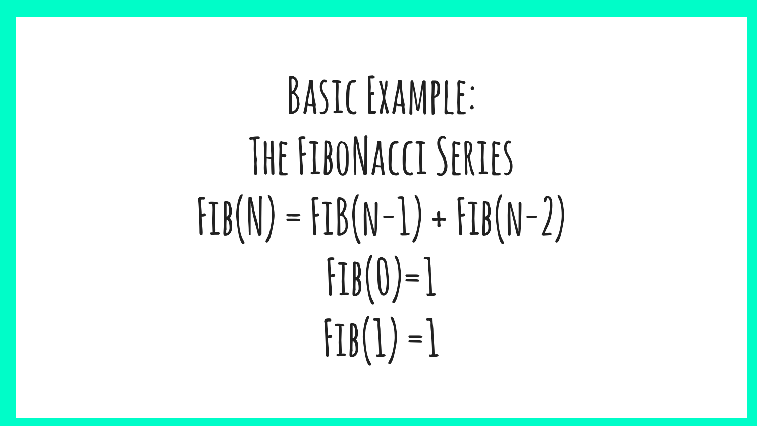# Basic Example:

## The Fibonacci Series

$$Fib(n) = Fib(n-1) + Fib(n-2)$$

$$Fib(0)=1$$

$$Fib(1)=1$$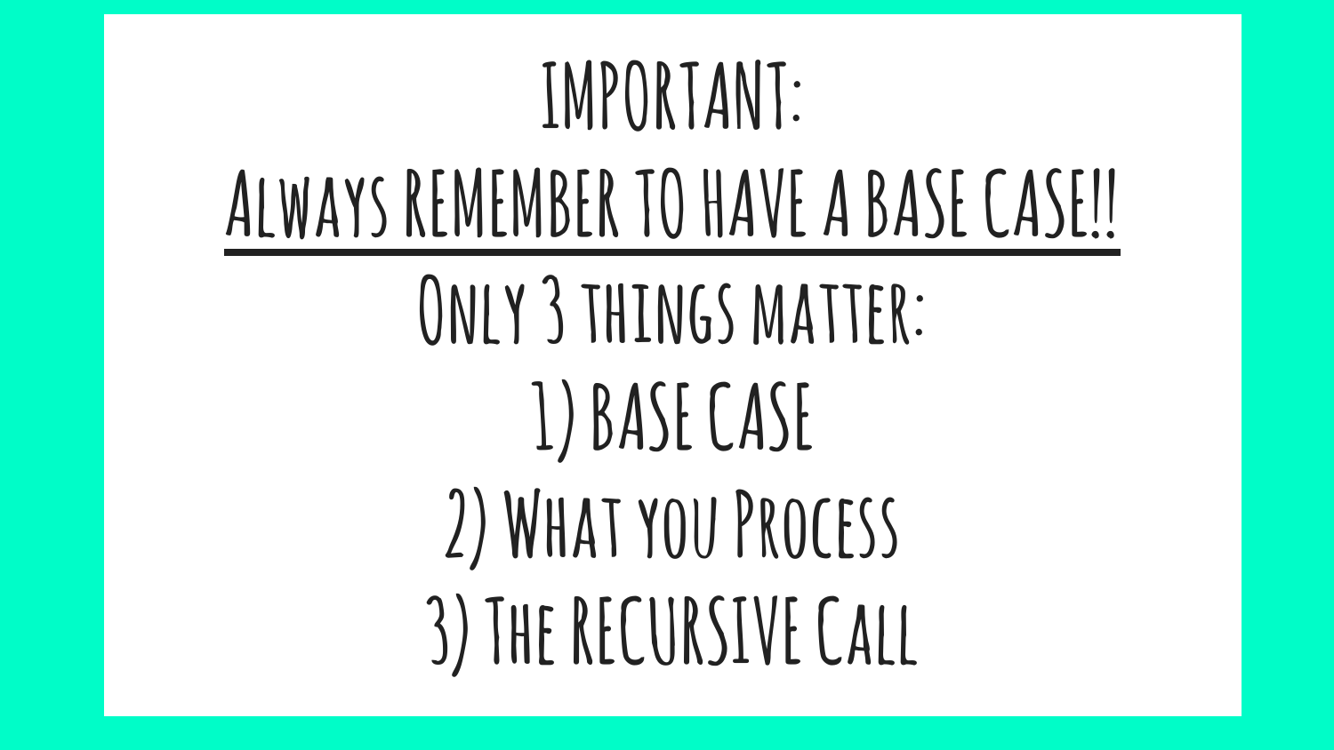# IMPORTANT:

## Always remember to have a base case!!

## Only 3 things matter:

1) Base Case
2) What you Process
3) The Recursive Call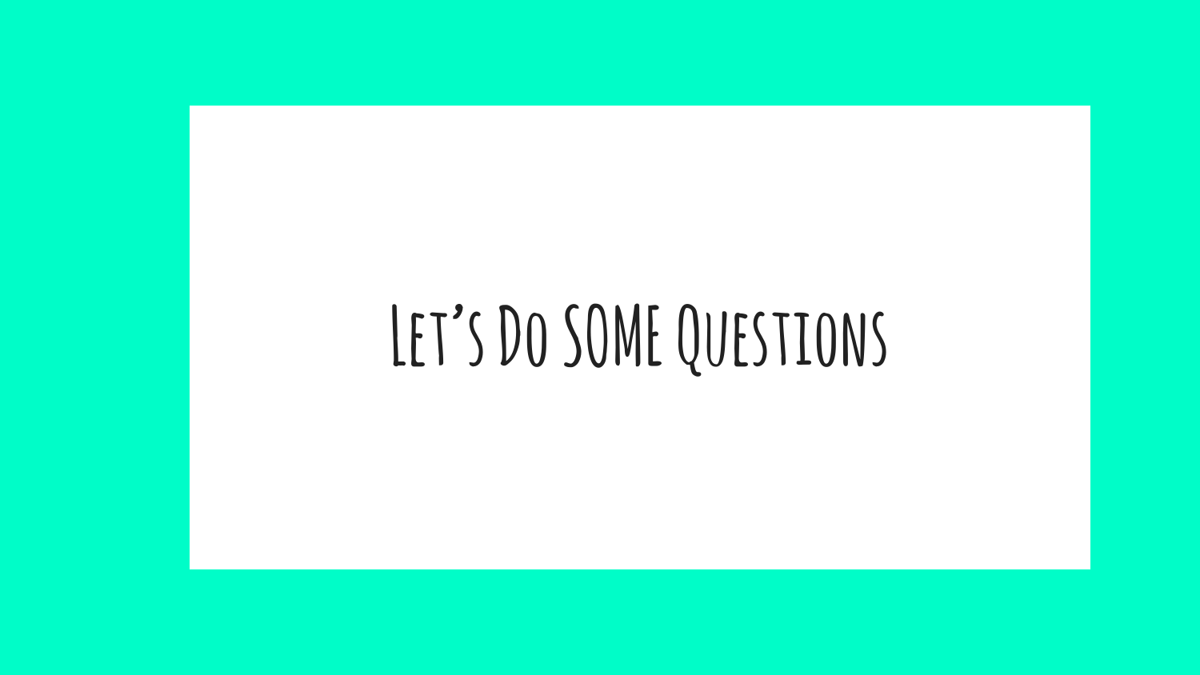# Let's Do SOME Questions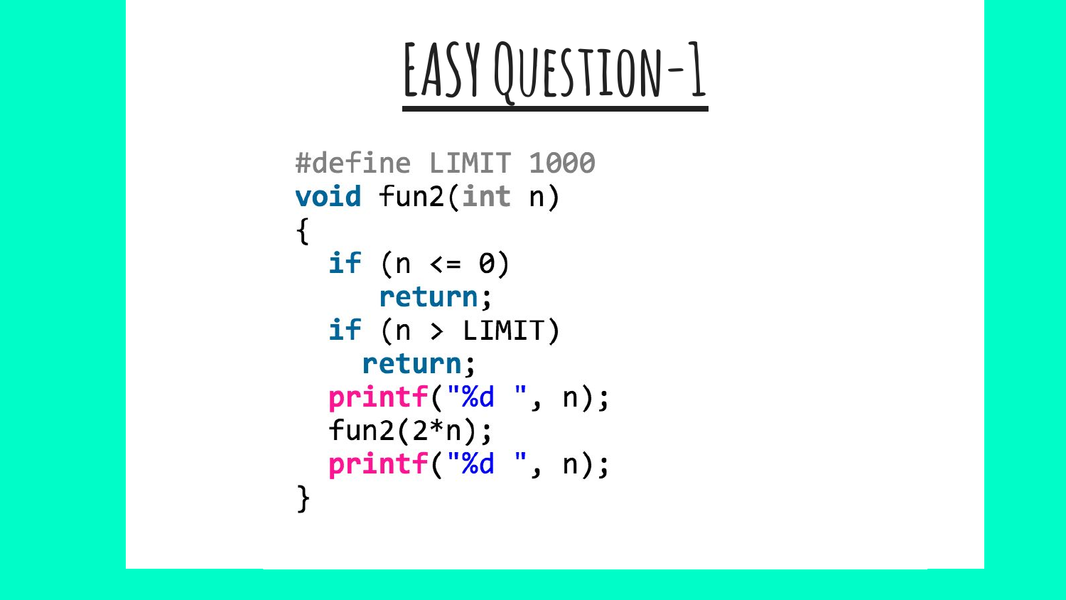# EASY QUESTION-1

```c
#define LIMIT 1000
void fun2(int n)
{
  if (n <= 0)
     return;
  if (n > LIMIT)
    return;
  printf("%d ", n);
  fun2(2*n);
  printf("%d ", n);
}
```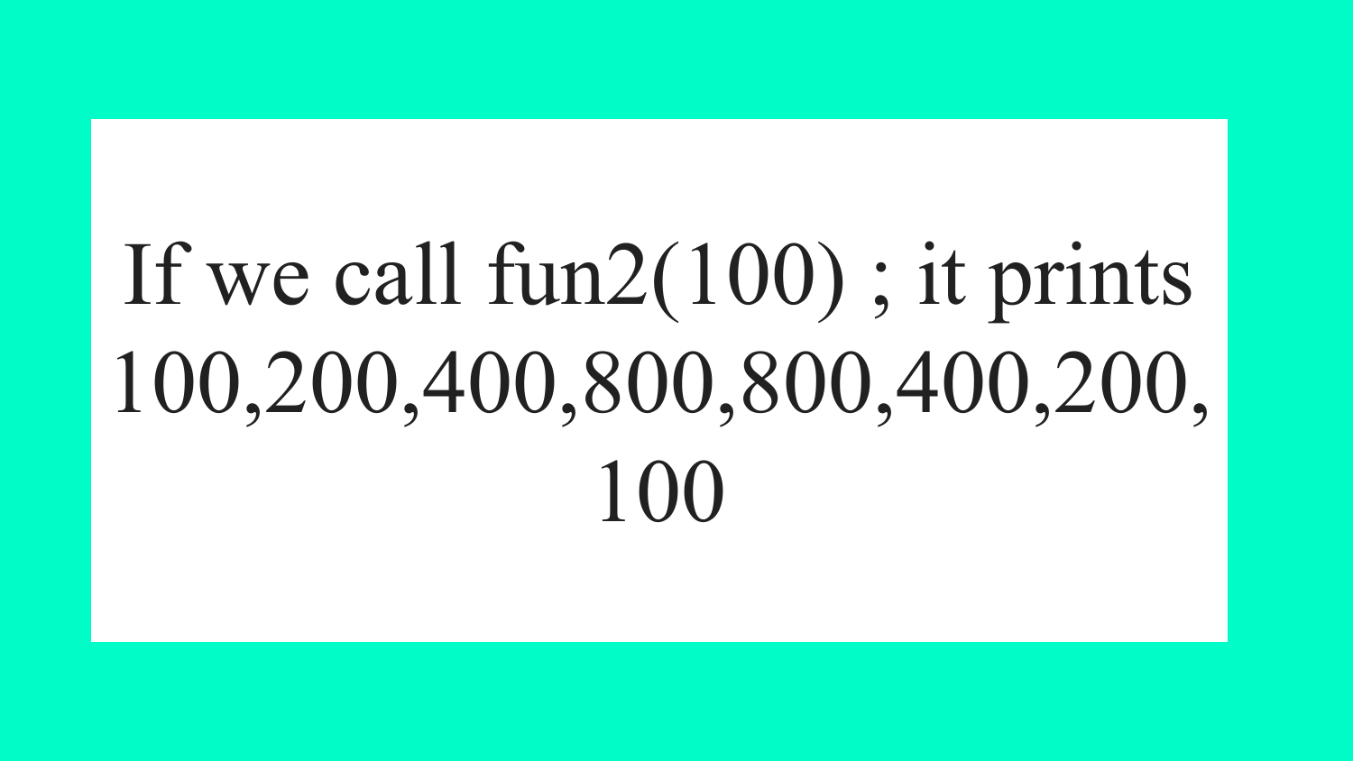If we call fun2(100) ; it prints 100,200,400,800,800,400,200, 100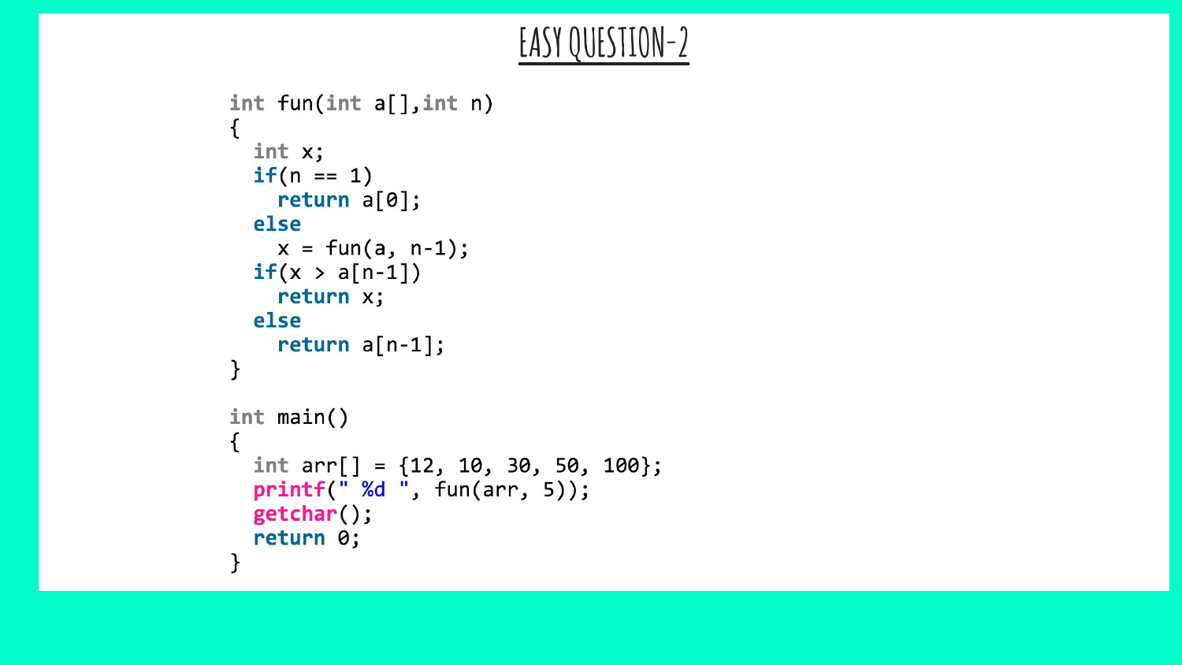# EASY QUESTION-2

```c
int fun(int a[],int n)
{
  int x;
  if(n == 1)
    return a[0];
  else
    x = fun(a, n-1);
  if(x > a[n-1])
    return x;
  else
    return a[n-1];
}

int main()
{
  int arr[] = {12, 10, 30, 50, 100};
  printf(" %d ", fun(arr, 5));
  getchar();
  return 0;
}
```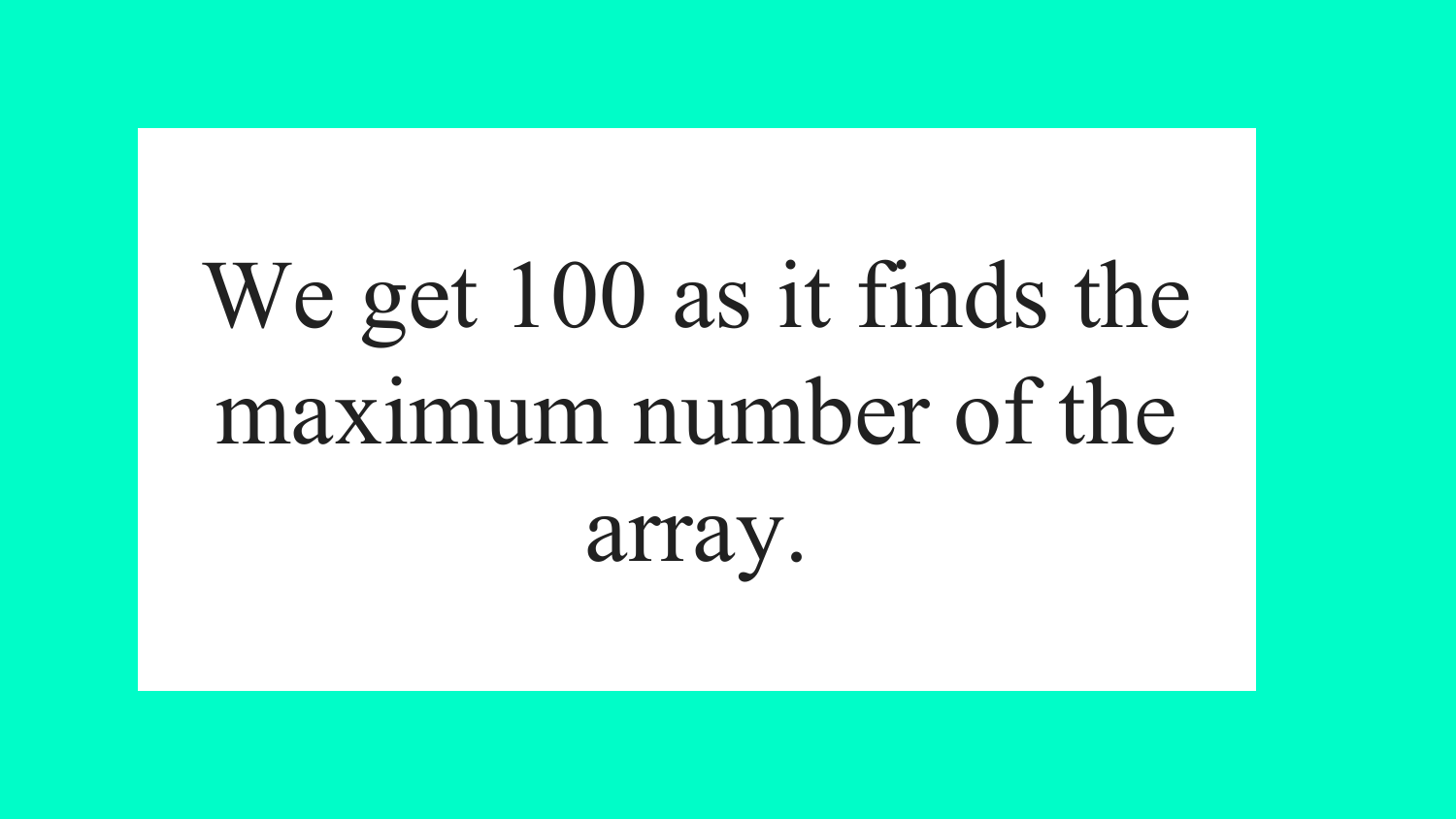We get 100 as it finds the maximum number of the array.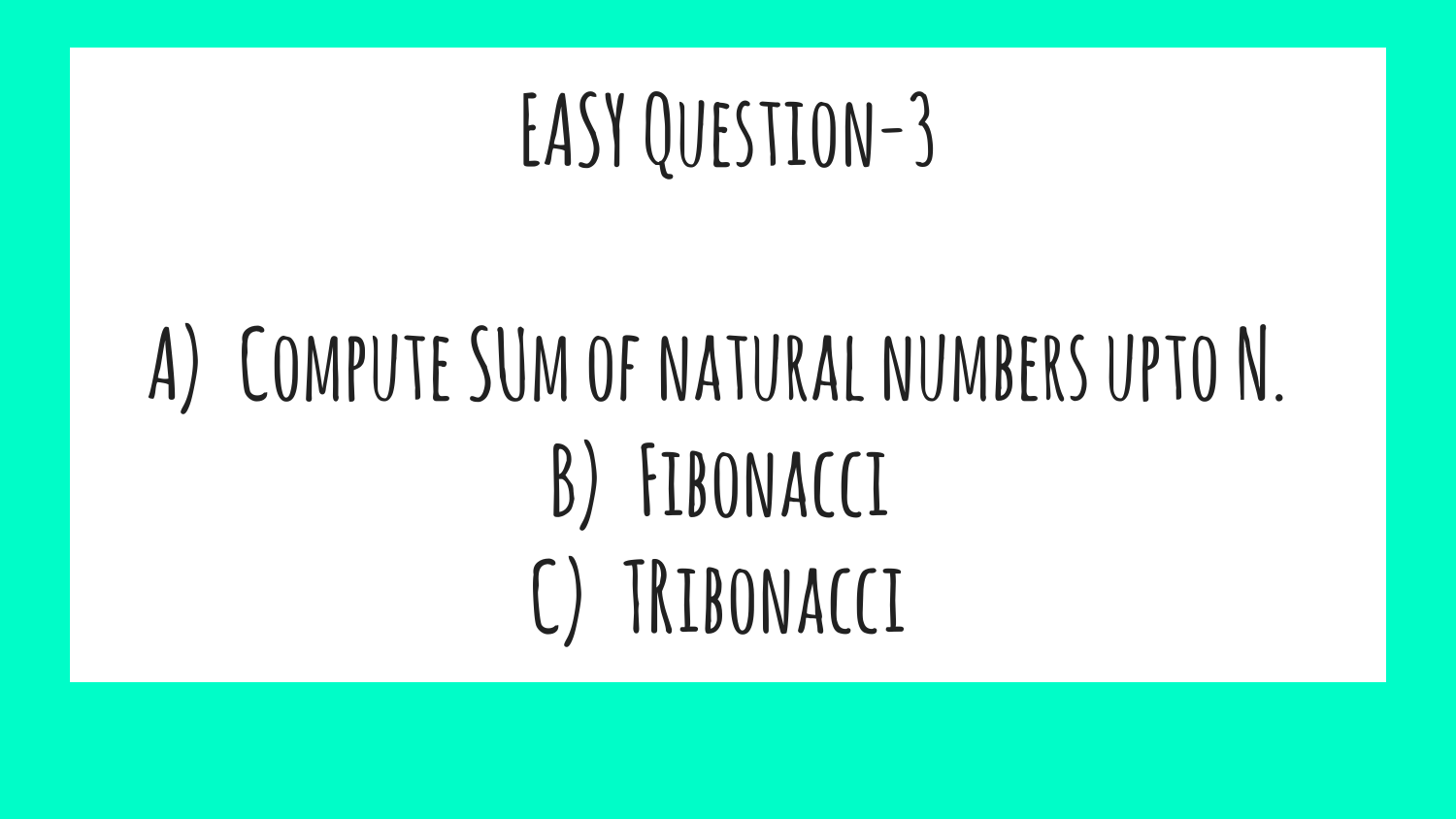# EASY Question-3

A) Compute SUm of natural numbers upto N.

B) Fibonacci

C) TRibonacci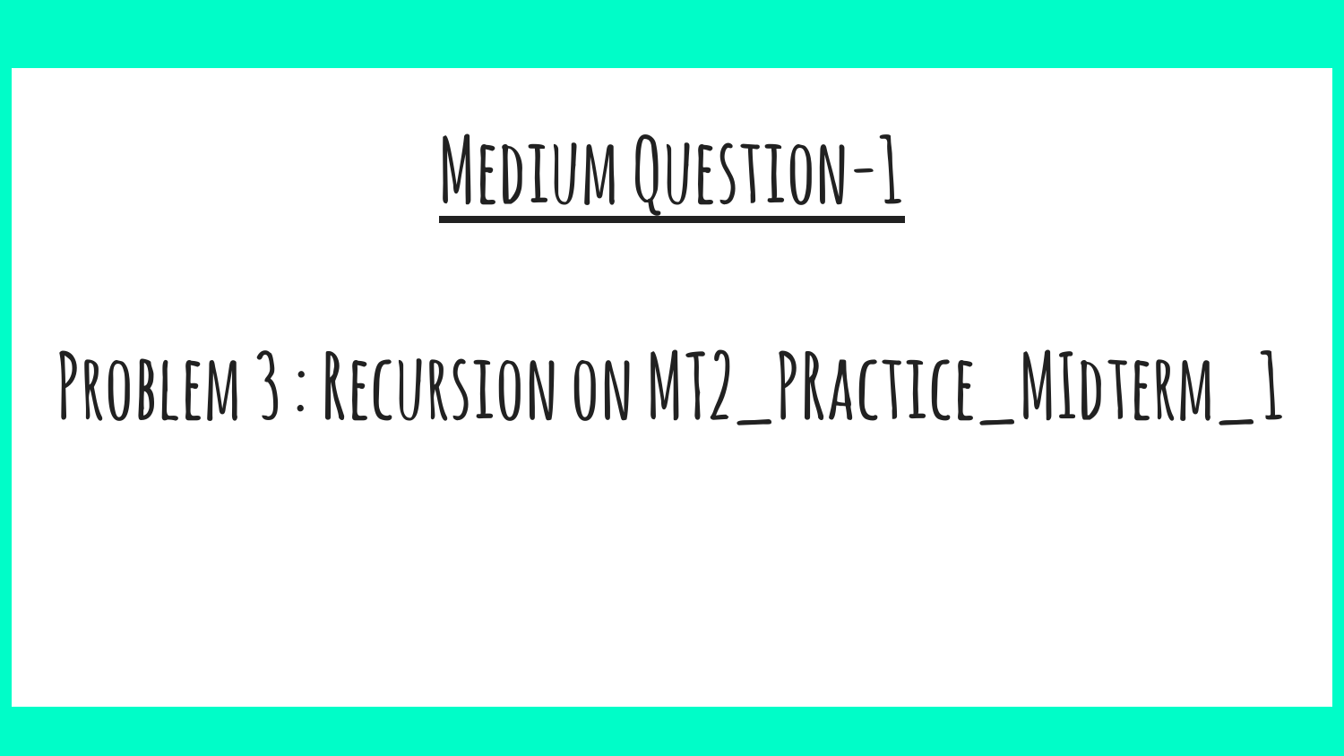# Medium Question-1

Problem 3 : Recursion on MT2_Practice_Midterm_1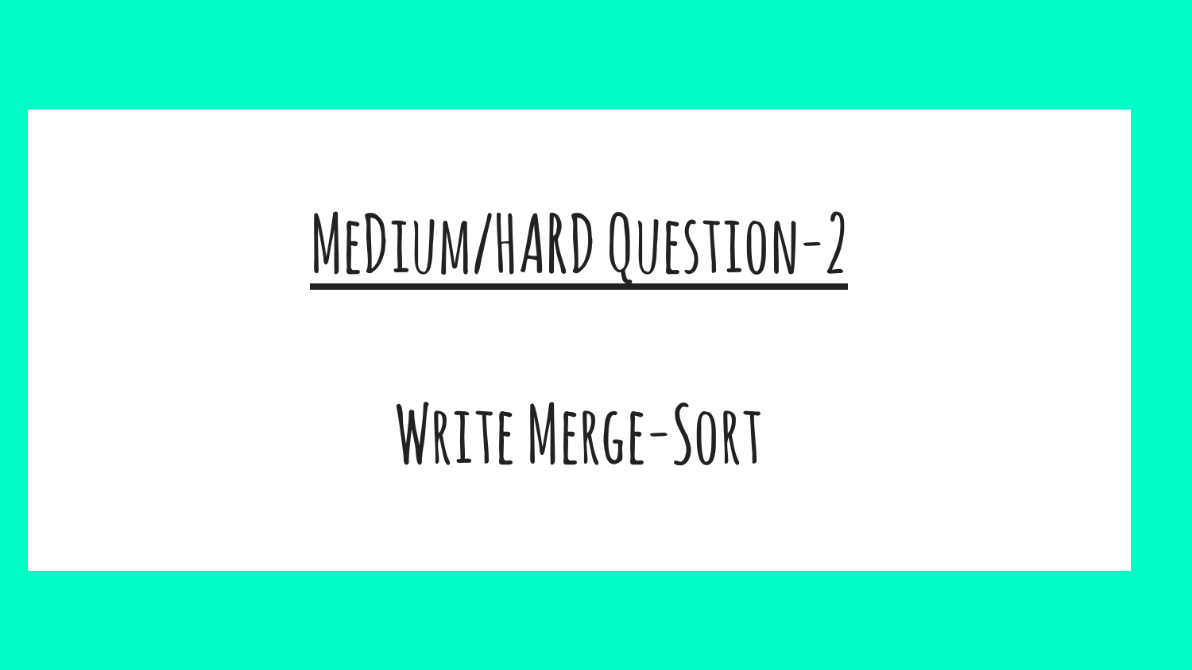# Medium/Hard Question-2

Write Merge-Sort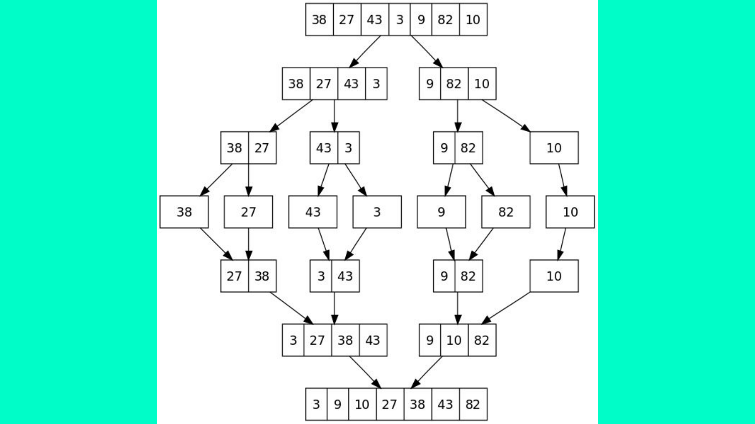38 27 43 3 9 82 10

38 27 43 3 | 9 82 10

38 27 | 43 3 | 9 82 | 10

38 | 27 | 43 | 3 | 9 | 82 | 10

27 38 | 3 43 | 9 82 | 10

3 27 38 43 | 9 10 82

3 9 10 27 38 43 82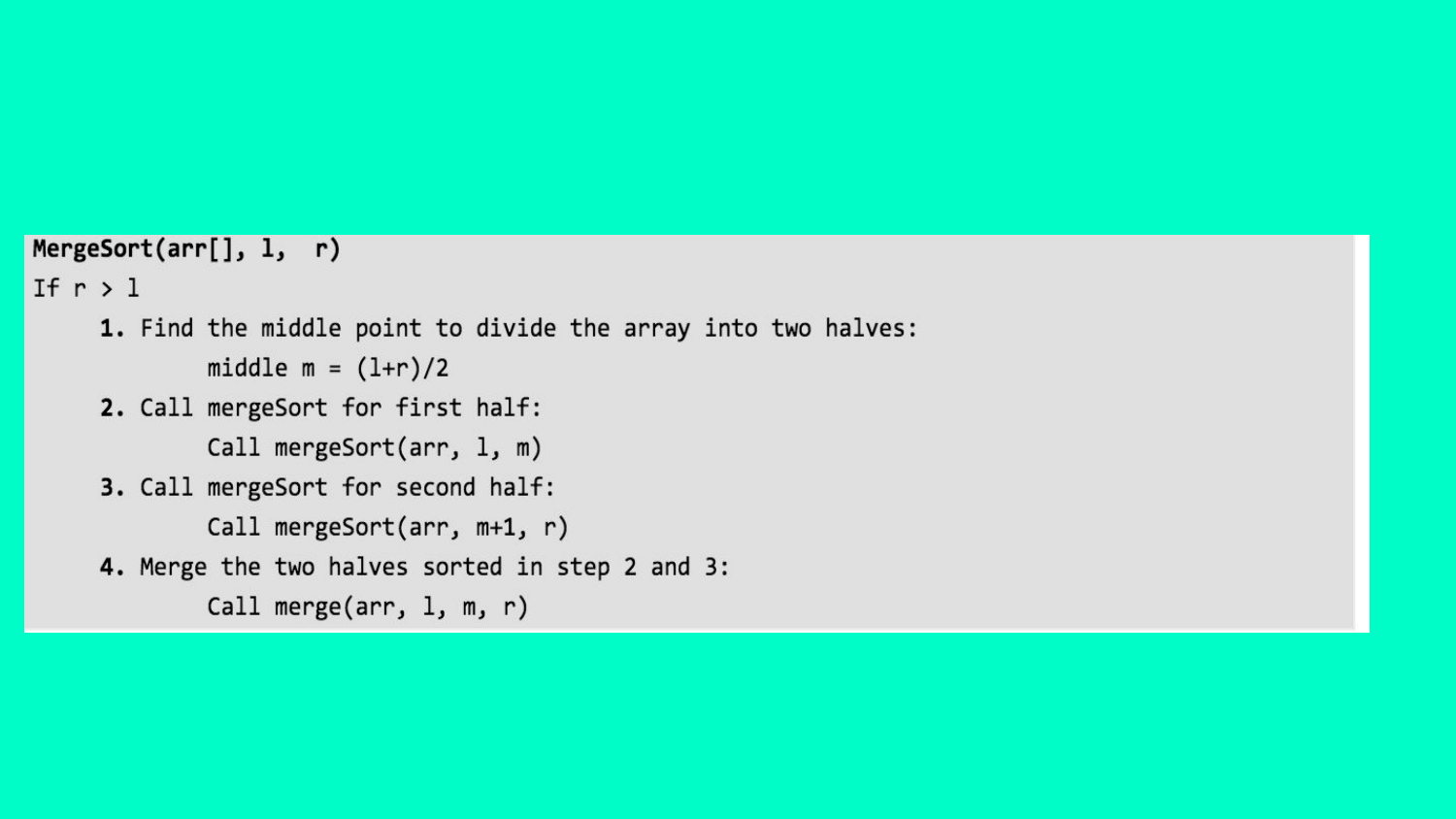```
MergeSort(arr[], l,  r)
If r > l
     1. Find the middle point to divide the array into two halves:
             middle m = (l+r)/2
     2. Call mergeSort for first half:
             Call mergeSort(arr, l, m)
     3. Call mergeSort for second half:
             Call mergeSort(arr, m+1, r)
     4. Merge the two halves sorted in step 2 and 3:
             Call merge(arr, l, m, r)
```